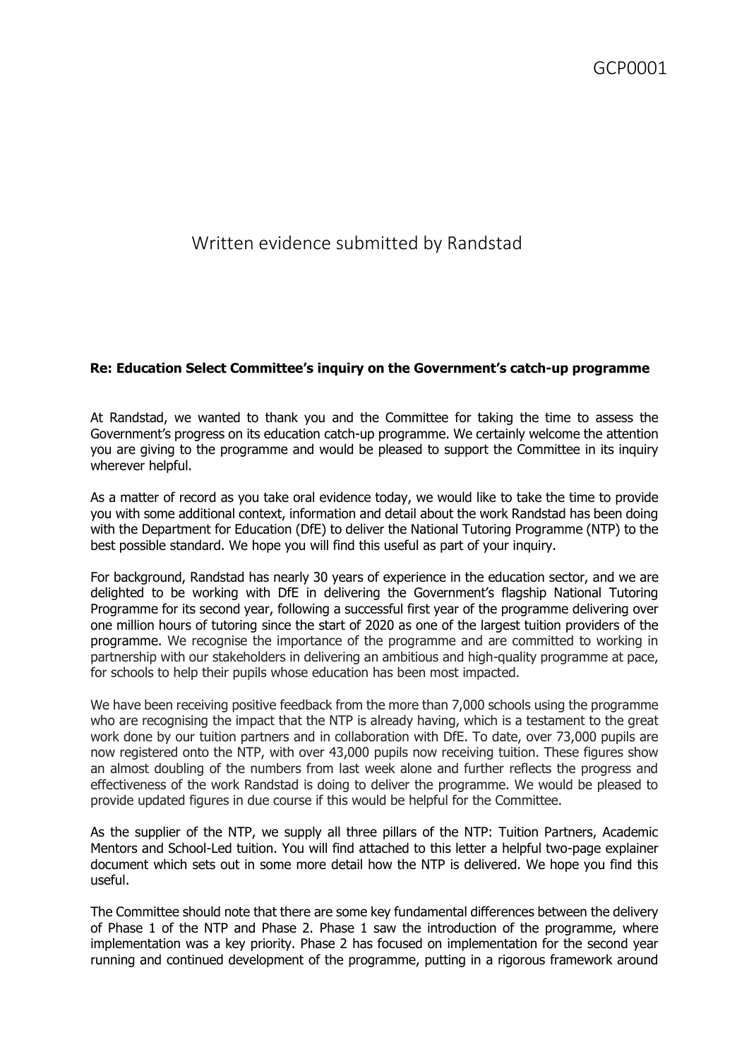GCP0001

# Written evidence submitted by Randstad

**Re: Education Select Committee's inquiry on the Government's catch-up programme**

At Randstad, we wanted to thank you and the Committee for taking the time to assess the Government's progress on its education catch-up programme. We certainly welcome the attention you are giving to the programme and would be pleased to support the Committee in its inquiry wherever helpful.

As a matter of record as you take oral evidence today, we would like to take the time to provide you with some additional context, information and detail about the work Randstad has been doing with the Department for Education (DfE) to deliver the National Tutoring Programme (NTP) to the best possible standard. We hope you will find this useful as part of your inquiry.

For background, Randstad has nearly 30 years of experience in the education sector, and we are delighted to be working with DfE in delivering the Government's flagship National Tutoring Programme for its second year, following a successful first year of the programme delivering over one million hours of tutoring since the start of 2020 as one of the largest tuition providers of the programme. We recognise the importance of the programme and are committed to working in partnership with our stakeholders in delivering an ambitious and high-quality programme at pace, for schools to help their pupils whose education has been most impacted.

We have been receiving positive feedback from the more than 7,000 schools using the programme who are recognising the impact that the NTP is already having, which is a testament to the great work done by our tuition partners and in collaboration with DfE. To date, over 73,000 pupils are now registered onto the NTP, with over 43,000 pupils now receiving tuition. These figures show an almost doubling of the numbers from last week alone and further reflects the progress and effectiveness of the work Randstad is doing to deliver the programme. We would be pleased to provide updated figures in due course if this would be helpful for the Committee.

As the supplier of the NTP, we supply all three pillars of the NTP: Tuition Partners, Academic Mentors and School-Led tuition. You will find attached to this letter a helpful two-page explainer document which sets out in some more detail how the NTP is delivered. We hope you find this useful.

The Committee should note that there are some key fundamental differences between the delivery of Phase 1 of the NTP and Phase 2. Phase 1 saw the introduction of the programme, where implementation was a key priority. Phase 2 has focused on implementation for the second year running and continued development of the programme, putting in a rigorous framework around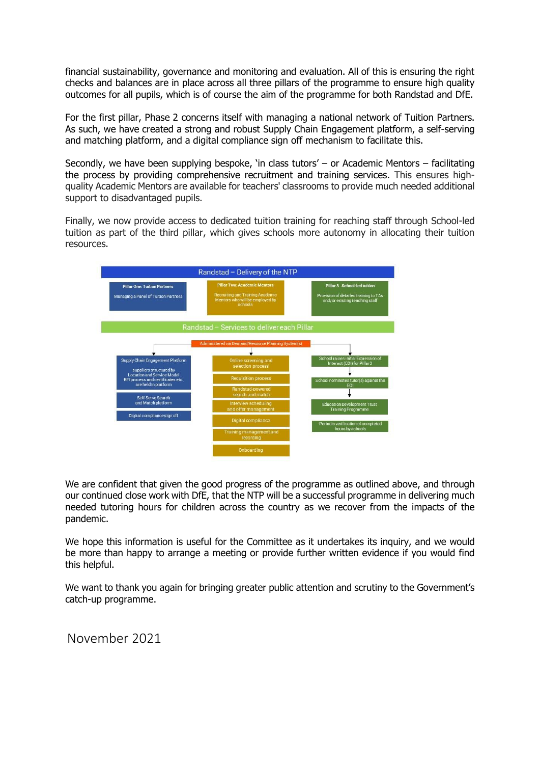financial sustainability, governance and monitoring and evaluation. All of this is ensuring the right checks and balances are in place across all three pillars of the programme to ensure high quality outcomes for all pupils, which is of course the aim of the programme for both Randstad and DfE.

For the first pillar, Phase 2 concerns itself with managing a national network of Tuition Partners. As such, we have created a strong and robust Supply Chain Engagement platform, a self-serving and matching platform, and a digital compliance sign off mechanism to facilitate this.

Secondly, we have been supplying bespoke, 'in class tutors' – or Academic Mentors – facilitating the process by providing comprehensive recruitment and training services. This ensures high-quality Academic Mentors are available for teachers' classrooms to provide much needed additional support to disadvantaged pupils.

Finally, we now provide access to dedicated tuition training for reaching staff through School-led tuition as part of the third pillar, which gives schools more autonomy in allocating their tuition resources.

Randstad – Delivery of the NTP

Pillar One: Tuition Partners
Managing a Panel of Tuition Partners

Pillar Two: Academic Mentors
Recruiting and Training Academic Mentors who will be employed by schools

Pillar 3. School-led tuition
Provision of detailed training to TAs and/or existing teaching staff

Randstad – Services to deliver each Pillar

Administered via Demand/Resource Planning System(s)

Supply Chain Engagement Platform
suppliers structured by Location and Service Model RFI process and certificates etc. are held in platform

Self Serve Search and Match platform

Digital compliance sign off

Online screening and selection process

Requisition process

Randstad-powered search and match

Interview scheduling and offer management

Digital compliance

Training management and recording

Onboarding

School raises initial Expression of Interest (EOI) for Pillar 3

School nominates tutor(s) against the EOI

Education Development Trust Training Programme

Periodic verification of completed hours by schools

We are confident that given the good progress of the programme as outlined above, and through our continued close work with DfE, that the NTP will be a successful programme in delivering much needed tutoring hours for children across the country as we recover from the impacts of the pandemic.

We hope this information is useful for the Committee as it undertakes its inquiry, and we would be more than happy to arrange a meeting or provide further written evidence if you would find this helpful.

We want to thank you again for bringing greater public attention and scrutiny to the Government's catch-up programme.

November 2021